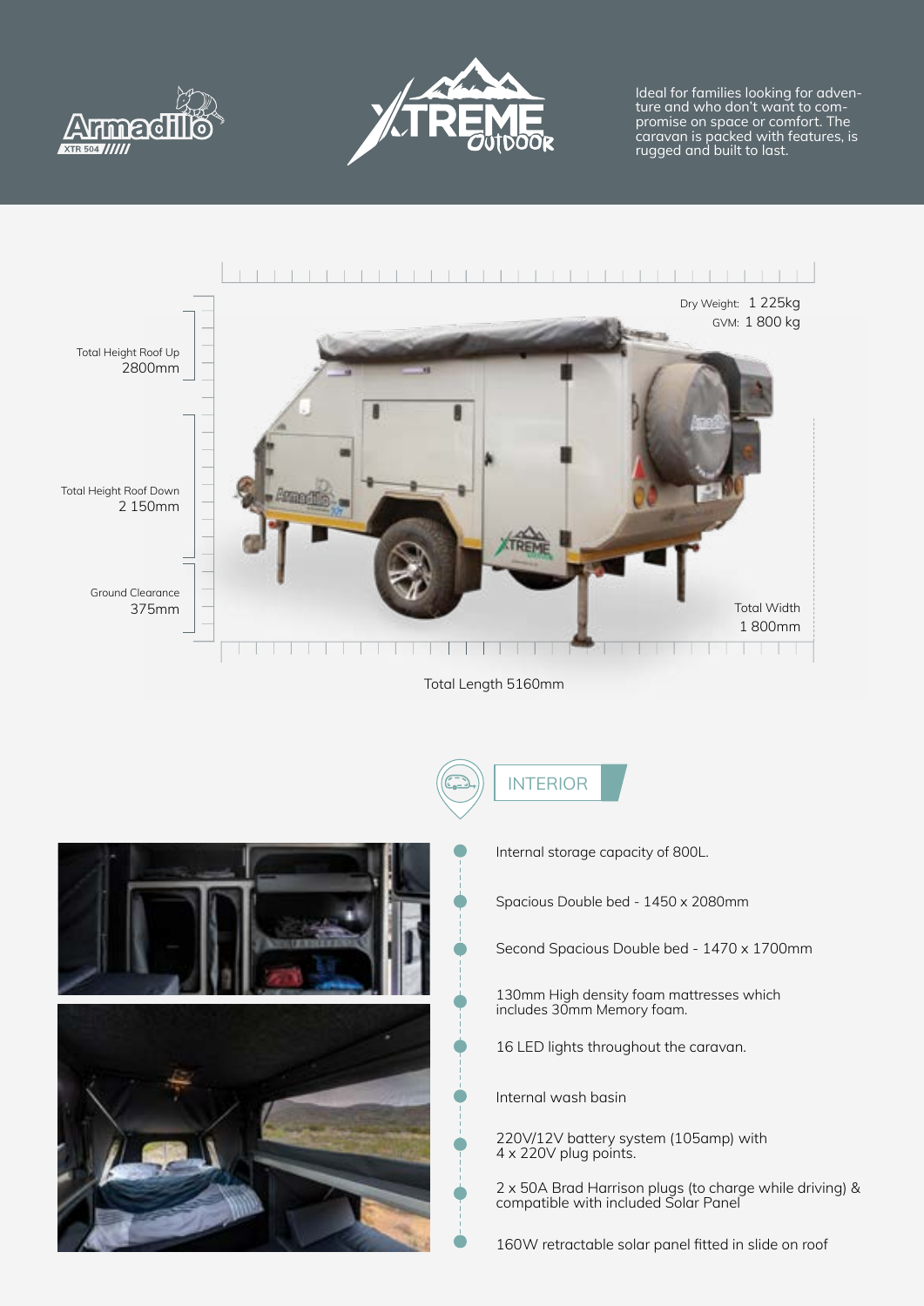Ideal for families looking for adventure and who don't want to compromise on space or comfort. The caravan is packed with features, is rugged and built to last.

Dry Weight: 1 225kg
GVM: 1 800 kg

Total Height Roof Up
2800mm

Total Height Roof Down
2 150mm

Ground Clearance
375mm

Total Width
1 800mm

Total Length 5160mm

## INTERIOR

- Internal storage capacity of 800L.
- Spacious Double bed - 1450 x 2080mm
- Second Spacious Double bed - 1470 x 1700mm
- 130mm High density foam mattresses which includes 30mm Memory foam.
- 16 LED lights throughout the caravan.
- Internal wash basin
- 220V/12V battery system (105amp) with 4 x 220V plug points.
- 2 x 50A Brad Harrison plugs (to charge while driving) & compatible with included Solar Panel
- 160W retractable solar panel fitted in slide on roof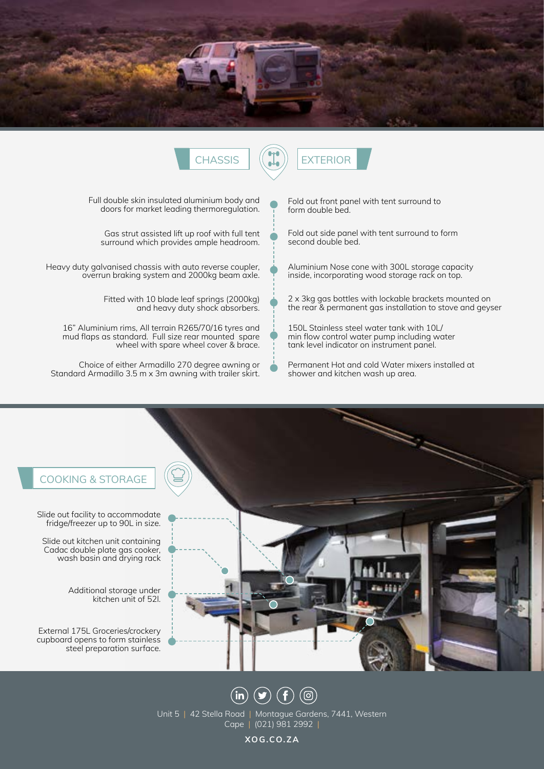## CHASSIS

- Full double skin insulated aluminium body and doors for market leading thermoregulation.
- Gas strut assisted lift up roof with full tent surround which provides ample headroom.
- Heavy duty galvanised chassis with auto reverse coupler, overrun braking system and 2000kg beam axle.
- Fitted with 10 blade leaf springs (2000kg) and heavy duty shock absorbers.
- 16" Aluminium rims, All terrain R265/70/16 tyres and mud flaps as standard. Full size rear mounted spare wheel with spare wheel cover & brace.
- Choice of either Armadillo 270 degree awning or Standard Armadillo 3.5 m x 3m awning with trailer skirt.

## EXTERIOR

- Fold out front panel with tent surround to form double bed.
- Fold out side panel with tent surround to form second double bed.
- Aluminium Nose cone with 300L storage capacity inside, incorporating wood storage rack on top.
- 2 x 3kg gas bottles with lockable brackets mounted on the rear & permanent gas installation to stove and geyser
- 150L Stainless steel water tank with 10L/min flow control water pump including water tank level indicator on instrument panel.
- Permanent Hot and cold Water mixers installed at shower and kitchen wash up area.

## COOKING & STORAGE

- Slide out facility to accommodate fridge/freezer up to 90L in size.
- Slide out kitchen unit containing Cadac double plate gas cooker, wash basin and drying rack
- Additional storage under kitchen unit of 52l.
- External 175L Groceries/crockery cupboard opens to form stainless steel preparation surface.

Unit 5 | 42 Stella Road | Montague Gardens, 7441, Western Cape | (021) 981 2992 |

**XOG.CO.ZA**